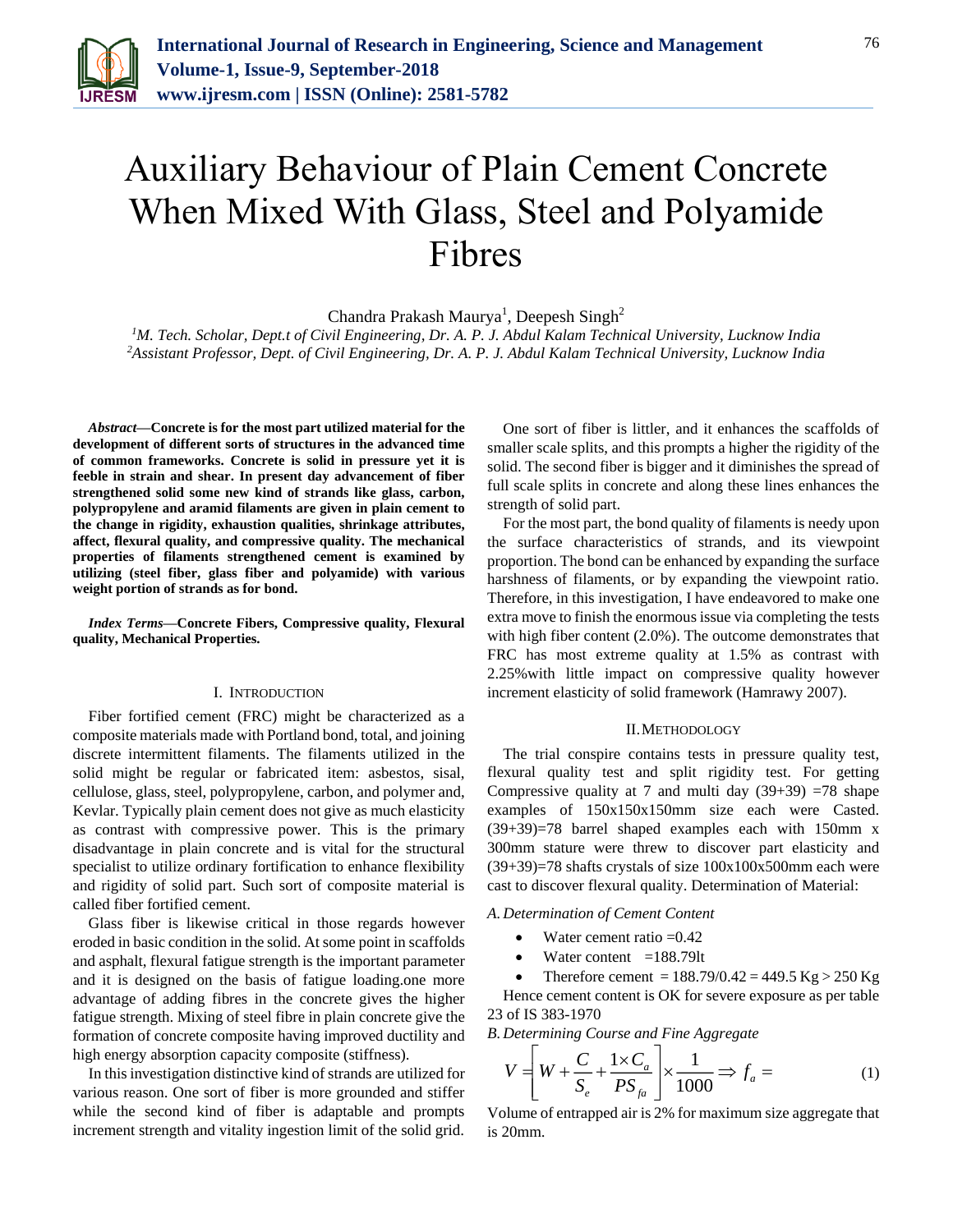# Auxiliary Behaviour of Plain Cement Concrete When Mixed With Glass, Steel and Polyamide Fibres

Chandra Prakash Maurya[1], Deepesh Singh[2]

[1]*M. Tech. Scholar, Dept.t of Civil Engineering, Dr. A. P. J. Abdul Kalam Technical University, Lucknow India*
[2]*Assistant Professor, Dept. of Civil Engineering, Dr. A. P. J. Abdul Kalam Technical University, Lucknow India*

***Abstract*—Concrete is for the most part utilized material for the development of different sorts of structures in the advanced time of common frameworks. Concrete is solid in pressure yet it is feeble in strain and shear. In present day advancement of fiber strengthened solid some new kind of strands like glass, carbon, polypropylene and aramid filaments are given in plain cement to the change in rigidity, exhaustion qualities, shrinkage attributes, affect, flexural quality, and compressive quality. The mechanical properties of filaments strengthened cement is examined by utilizing (steel fiber, glass fiber and polyamide) with various weight portion of strands as for bond.**

***Index Terms*—Concrete Fibers, Compressive quality, Flexural quality, Mechanical Properties.**

## I. Introduction

Fiber fortified cement (FRC) might be characterized as a composite materials made with Portland bond, total, and joining discrete intermittent filaments. The filaments utilized in the solid might be regular or fabricated item: asbestos, sisal, cellulose, glass, steel, polypropylene, carbon, and polymer and, Kevlar. Typically plain cement does not give as much elasticity as contrast with compressive power. This is the primary disadvantage in plain concrete and is vital for the structural specialist to utilize ordinary fortification to enhance flexibility and rigidity of solid part. Such sort of composite material is called fiber fortified cement.

Glass fiber is likewise critical in those regards however eroded in basic condition in the solid. At some point in scaffolds and asphalt, flexural fatigue strength is the important parameter and it is designed on the basis of fatigue loading.one more advantage of adding fibres in the concrete gives the higher fatigue strength. Mixing of steel fibre in plain concrete give the formation of concrete composite having improved ductility and high energy absorption capacity composite (stiffness).

In this investigation distinctive kind of strands are utilized for various reason. One sort of fiber is more grounded and stiffer while the second kind of fiber is adaptable and prompts increment strength and vitality ingestion limit of the solid grid. One sort of fiber is littler, and it enhances the scaffolds of smaller scale splits, and this prompts a higher the rigidity of the solid. The second fiber is bigger and it diminishes the spread of full scale splits in concrete and along these lines enhances the strength of solid part.

For the most part, the bond quality of filaments is needy upon the surface characteristics of strands, and its viewpoint proportion. The bond can be enhanced by expanding the surface harshness of filaments, or by expanding the viewpoint ratio. Therefore, in this investigation, I have endeavored to make one extra move to finish the enormous issue via completing the tests with high fiber content (2.0%). The outcome demonstrates that FRC has most extreme quality at 1.5% as contrast with 2.25%with little impact on compressive quality however increment elasticity of solid framework (Hamrawy 2007).

## II. Methodology

The trial conspire contains tests in pressure quality test, flexural quality test and split rigidity test. For getting Compressive quality at 7 and multi day (39+39) =78 shape examples of 150x150x150mm size each were Casted. (39+39)=78 barrel shaped examples each with 150mm x 300mm stature were threw to discover part elasticity and (39+39)=78 shafts crystals of size 100x100x500mm each were cast to discover flexural quality. Determination of Material:

### A. Determination of Cement Content

- Water cement ratio =0.42
- Water content =188.79lt
- Therefore cement = 188.79/0.42 = 449.5 Kg > 250 Kg

Hence cement content is OK for severe exposure as per table 23 of IS 383-1970

### B. Determining Course and Fine Aggregate

$$V = \left[ W + \frac{C}{S_e} + \frac{1 \times C_a}{PS_{fa}} \right] \times \frac{1}{1000} \Rightarrow f_a = \qquad (1)$$

Volume of entrapped air is 2% for maximum size aggregate that is 20mm.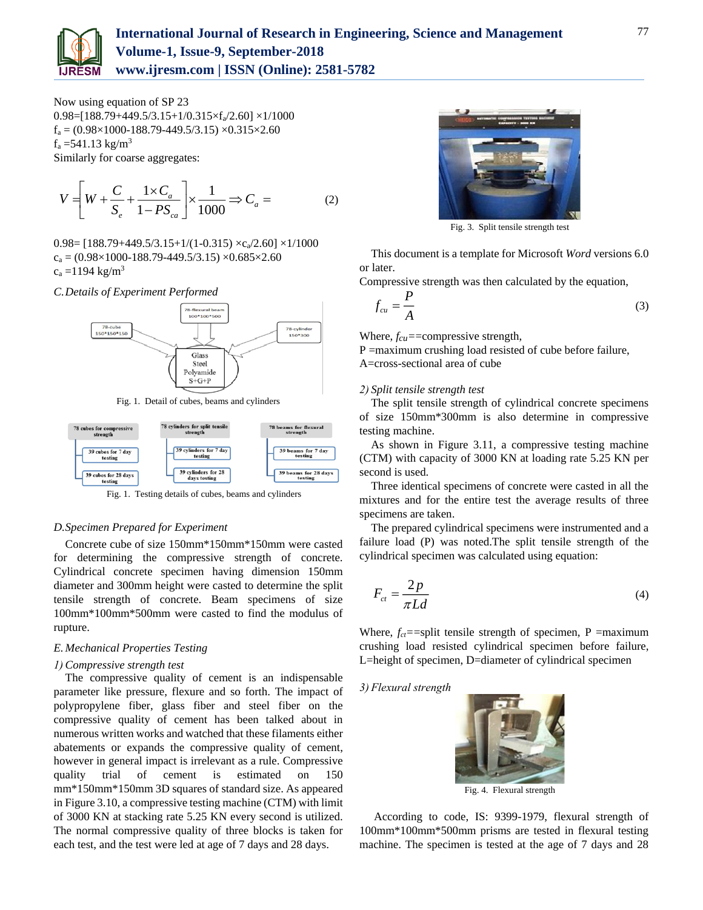Now using equation of SP 23

0.98=[188.79+449.5/3.15+1/0.315×$f_a$/2.60] ×1/1000

$f_a$ = (0.98×1000-188.79-449.5/3.15) ×0.315×2.60

$f_a$ =541.13 kg/m$^3$

Similarly for coarse aggregates:

$$V = \left[ W + \frac{C}{S_e} + \frac{1 \times C_a}{1 - PS_{ca}} \right] \times \frac{1}{1000} \Rightarrow C_a = \qquad (2)$$

0.98= [188.79+449.5/3.15+1/(1-0.315) ×$c_a$/2.60] ×1/1000

$c_a$ = (0.98×1000-188.79-449.5/3.15) ×0.685×2.60

$c_a$ =1194 kg/m$^3$

*C. Details of Experiment Performed*

78-flexural beam 100*100*500

78-cube 150*150*150

78-cylinder 150*300

Glass Steel Polyamide S+G+P

Fig. 1. Detail of cubes, beams and cylinders

| 78 cubes for compressive strength | 78 cylinders for split tensile strength | 78 beams for flexural strength |
|---|---|---|
| 39 cubes for 7 day testing | 39 cylinders for 7 day testing | 39 beams for 7 day testing |
| 39 cubes for 28 days testing | 39 cylinders for 28 days testing | 39 beams for 28 days testing |

Fig. 1. Testing details of cubes, beams and cylinders

*D. Specimen Prepared for Experiment*

Concrete cube of size 150mm*150mm*150mm were casted for determining the compressive strength of concrete. Cylindrical concrete specimen having dimension 150mm diameter and 300mm height were casted to determine the split tensile strength of concrete. Beam specimens of size 100mm*100mm*500mm were casted to find the modulus of rupture.

*E. Mechanical Properties Testing*

*1) Compressive strength test*

The compressive quality of cement is an indispensable parameter like pressure, flexure and so forth. The impact of polypropylene fiber, glass fiber and steel fiber on the compressive quality of cement has been talked about in numerous written works and watched that these filaments either abatements or expands the compressive quality of cement, however in general impact is irrelevant as a rule. Compressive quality trial of cement is estimated on 150 mm*150mm*150mm 3D squares of standard size. As appeared in Figure 3.10, a compressive testing machine (CTM) with limit of 3000 KN at stacking rate 5.25 KN every second is utilized. The normal compressive quality of three blocks is taken for each test, and the test were led at age of 7 days and 28 days.

Fig. 3. Split tensile strength test

This document is a template for Microsoft *Word* versions 6.0 or later.

Compressive strength was then calculated by the equation,

$$f_{cu} = \frac{P}{A} \qquad (3)$$

Where, $f_{cu}$==compressive strength,

P =maximum crushing load resisted of cube before failure,

A=cross-sectional area of cube

*2) Split tensile strength test*

The split tensile strength of cylindrical concrete specimens of size 150mm*300mm is also determine in compressive testing machine.

As shown in Figure 3.11, a compressive testing machine (CTM) with capacity of 3000 KN at loading rate 5.25 KN per second is used.

Three identical specimens of concrete were casted in all the mixtures and for the entire test the average results of three specimens are taken.

The prepared cylindrical specimens were instrumented and a failure load (P) was noted.The split tensile strength of the cylindrical specimen was calculated using equation:

$$F_{ct} = \frac{2p}{\pi Ld} \qquad (4)$$

Where, $f_{ct}$==split tensile strength of specimen, P =maximum crushing load resisted cylindrical specimen before failure, L=height of specimen, D=diameter of cylindrical specimen

*3) Flexural strength*

Fig. 4. Flexural strength

According to code, IS: 9399-1979, flexural strength of 100mm*100mm*500mm prisms are tested in flexural testing machine. The specimen is tested at the age of 7 days and 28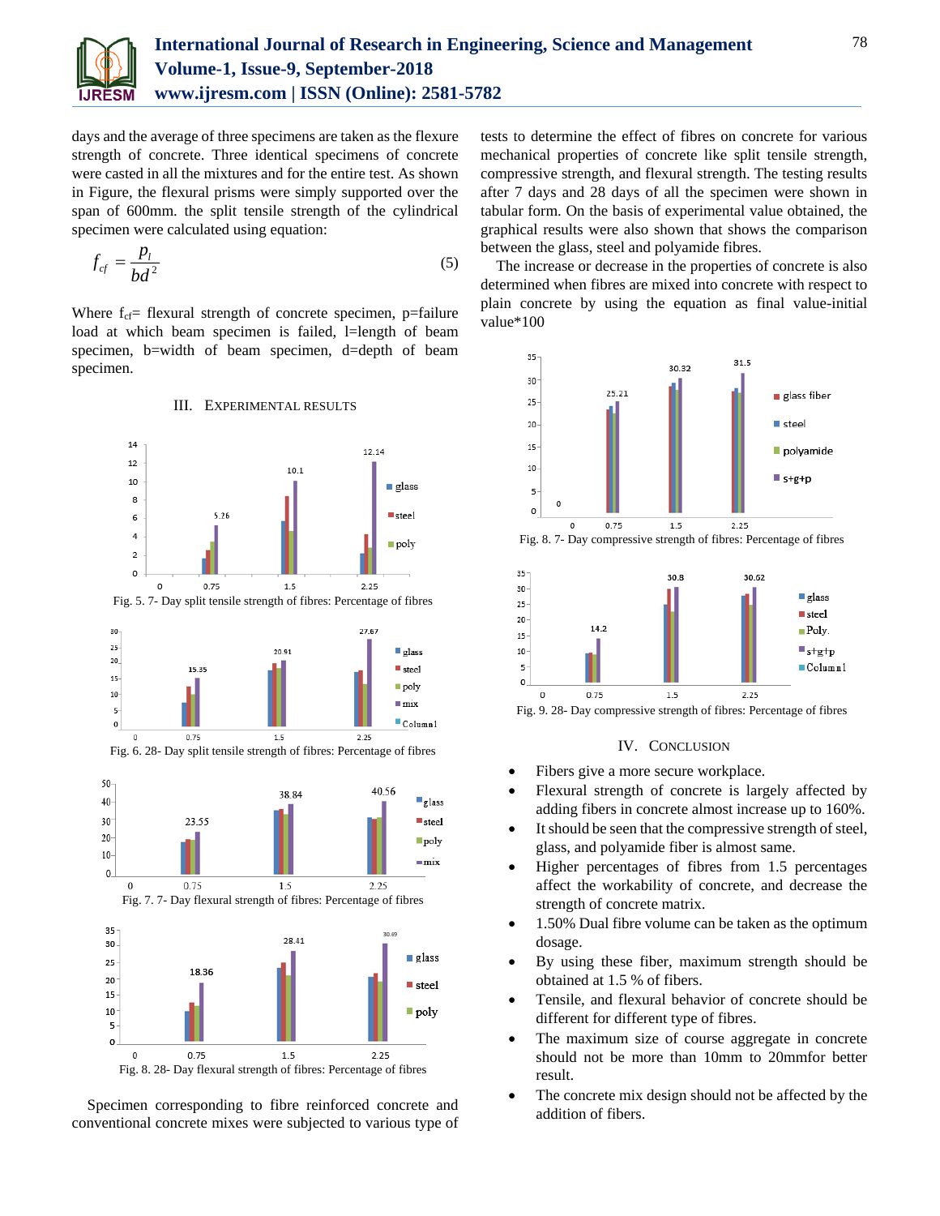days and the average of three specimens are taken as the flexure strength of concrete. Three identical specimens of concrete were casted in all the mixtures and for the entire test. As shown in Figure, the flexural prisms were simply supported over the span of 600mm. the split tensile strength of the cylindrical specimen were calculated using equation:

$$f_{cf} = \frac{p_l}{bd^2} \tag{5}$$

Where $f_{cf}$= flexural strength of concrete specimen, p=failure load at which beam specimen is failed, l=length of beam specimen, b=width of beam specimen, d=depth of beam specimen.

## III. Experimental Results

Fig. 5. 7- Day split tensile strength of fibres: Percentage of fibres

Fig. 6. 28- Day split tensile strength of fibres: Percentage of fibres

Fig. 7. 7- Day flexural strength of fibres: Percentage of fibres

Fig. 8. 28- Day flexural strength of fibres: Percentage of fibres

Specimen corresponding to fibre reinforced concrete and conventional concrete mixes were subjected to various type of tests to determine the effect of fibres on concrete for various mechanical properties of concrete like split tensile strength, compressive strength, and flexural strength. The testing results after 7 days and 28 days of all the specimen were shown in tabular form. On the basis of experimental value obtained, the graphical results were also shown that shows the comparison between the glass, steel and polyamide fibres.

The increase or decrease in the properties of concrete is also determined when fibres are mixed into concrete with respect to plain concrete by using the equation as final value-initial value*100

Fig. 8. 7- Day compressive strength of fibres: Percentage of fibres

Fig. 9. 28- Day compressive strength of fibres: Percentage of fibres

## IV. Conclusion

- Fibers give a more secure workplace.
- Flexural strength of concrete is largely affected by adding fibers in concrete almost increase up to 160%.
- It should be seen that the compressive strength of steel, glass, and polyamide fiber is almost same.
- Higher percentages of fibres from 1.5 percentages affect the workability of concrete, and decrease the strength of concrete matrix.
- 1.50% Dual fibre volume can be taken as the optimum dosage.
- By using these fiber, maximum strength should be obtained at 1.5 % of fibers.
- Tensile, and flexural behavior of concrete should be different for different type of fibres.
- The maximum size of course aggregate in concrete should not be more than 10mm to 20mmfor better result.
- The concrete mix design should not be affected by the addition of fibers.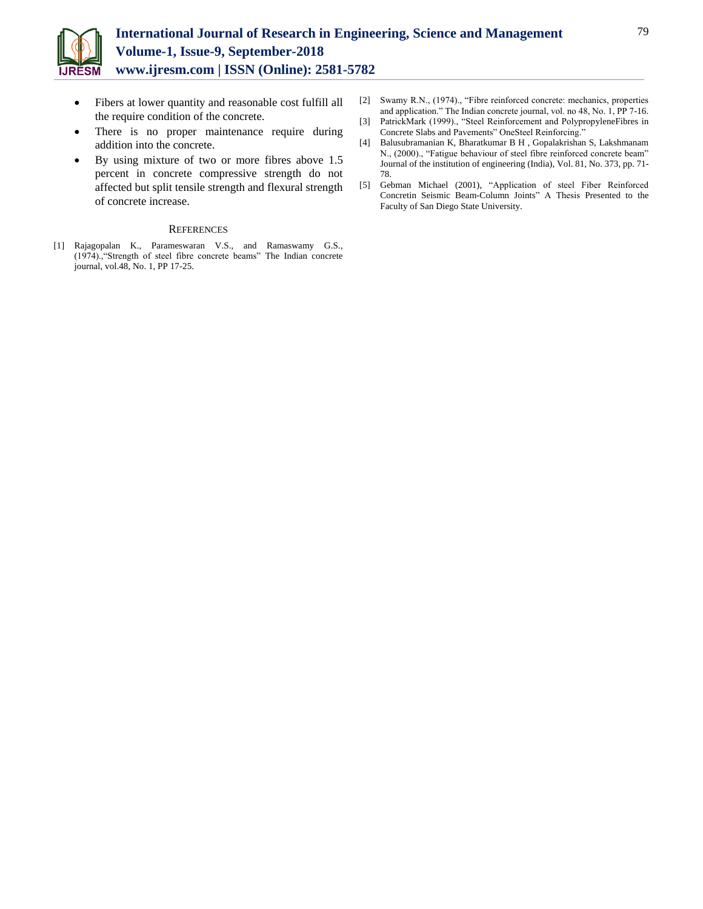- Fibers at lower quantity and reasonable cost fulfill all the require condition of the concrete.
- There is no proper maintenance require during addition into the concrete.
- By using mixture of two or more fibres above 1.5 percent in concrete compressive strength do not affected but split tensile strength and flexural strength of concrete increase.

## REFERENCES

[1] Rajagopalan K., Parameswaran V.S., and Ramaswamy G.S., (1974).,"Strength of steel fibre concrete beams" The Indian concrete journal, vol.48, No. 1, PP 17-25.

[2] Swamy R.N., (1974)., "Fibre reinforced concrete: mechanics, properties and application." The Indian concrete journal, vol. no 48, No. 1, PP 7-16.

[3] PatrickMark (1999)., "Steel Reinforcement and PolypropyleneFibres in Concrete Slabs and Pavements" OneSteel Reinforcing."

[4] Balusubramanian K, Bharatkumar B H , Gopalakrishan S, Lakshmanam N., (2000)., "Fatigue behaviour of steel fibre reinforced concrete beam" Journal of the institution of engineering (India), Vol. 81, No. 373, pp. 71-78.

[5] Gebman Michael (2001), "Application of steel Fiber Reinforced Concretin Seismic Beam-Column Joints" A Thesis Presented to the Faculty of San Diego State University.